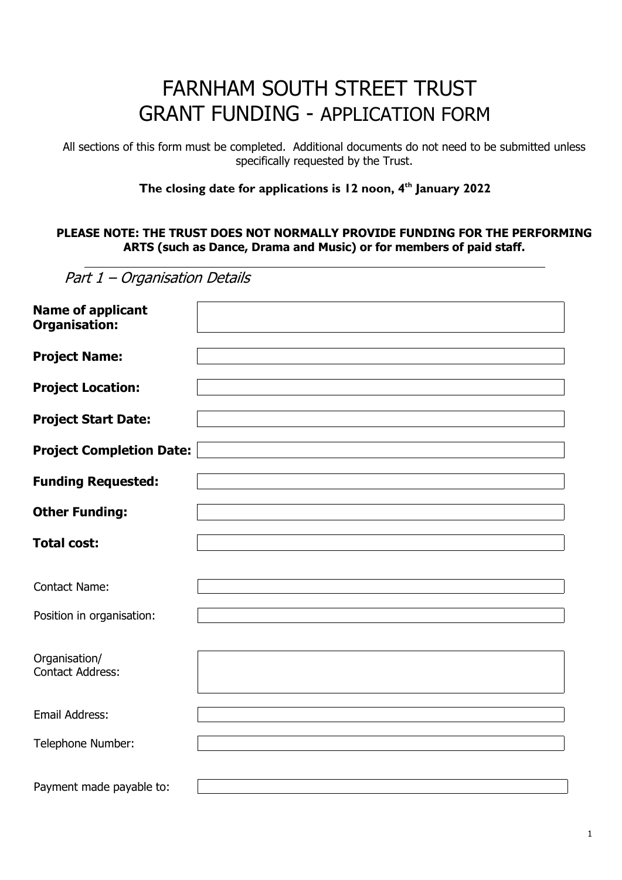# FARNHAM SOUTH STREET TRUST
# GRANT FUNDING - APPLICATION FORM

All sections of this form must be completed. Additional documents do not need to be submitted unless specifically requested by the Trust.

**The closing date for applications is 12 noon, 4th January 2022**

**PLEASE NOTE: THE TRUST DOES NOT NORMALLY PROVIDE FUNDING FOR THE PERFORMING ARTS (such as Dance, Drama and Music) or for members of paid staff.**

---

## *Part 1 – Organisation Details*

| | |
|---|---|
| **Name of applicant Organisation:** | |
| **Project Name:** | |
| **Project Location:** | |
| **Project Start Date:** | |
| **Project Completion Date:** | |
| **Funding Requested:** | |
| **Other Funding:** | |
| **Total cost:** | |
| Contact Name: | |
| Position in organisation: | |
| Organisation/ Contact Address: | |
| Email Address: | |
| Telephone Number: | |
| Payment made payable to: | |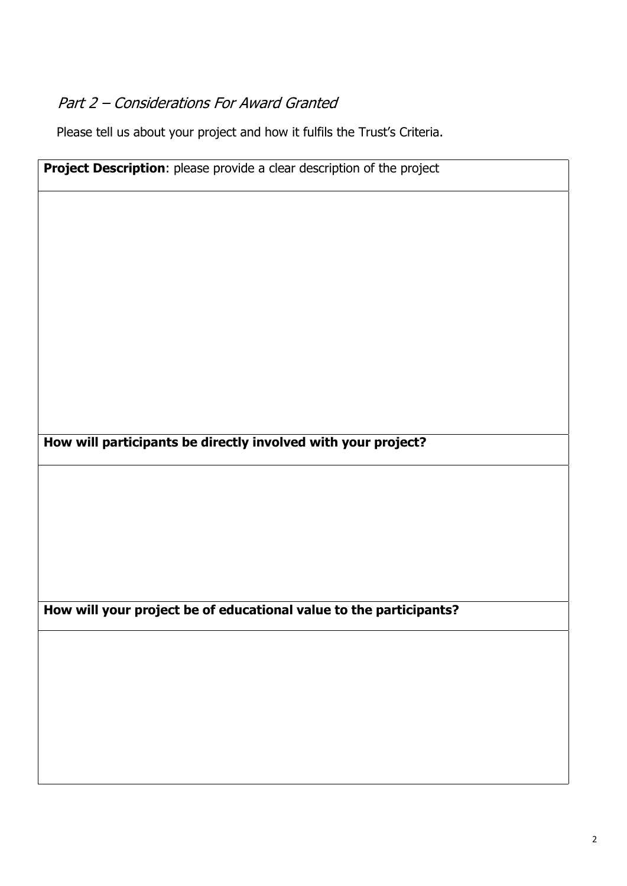## *Part 2 – Considerations For Award Granted*

Please tell us about your project and how it fulfils the Trust's Criteria.

| **Project Description**: please provide a clear description of the project |
| --- |
| |
| **How will participants be directly involved with your project?** |
| |
| **How will your project be of educational value to the participants?** |
| |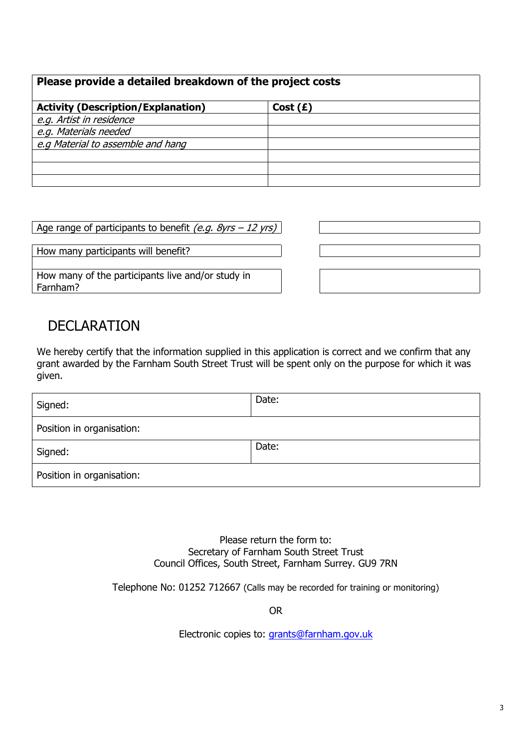| Please provide a detailed breakdown of the project costs | |
|---|---|
| **Activity (Description/Explanation)** | **Cost (£)** |
| *e.g. Artist in residence* | |
| *e.g. Materials needed* | |
| *e.g Material to assemble and hang* | |
| | |
| | |
| | |

| | |
|---|---|
| Age range of participants to benefit *(e.g. 8yrs – 12 yrs)* | |
| How many participants will benefit? | |
| How many of the participants live and/or study in Farnham? | |

## DECLARATION

We hereby certify that the information supplied in this application is correct and we confirm that any grant awarded by the Farnham South Street Trust will be spent only on the purpose for which it was given.

| | |
|---|---|
| Signed: | Date: |
| Position in organisation: | |
| Signed: | Date: |
| Position in organisation: | |

Please return the form to:
Secretary of Farnham South Street Trust
Council Offices, South Street, Farnham Surrey. GU9 7RN

Telephone No: 01252 712667 (Calls may be recorded for training or monitoring)

OR

Electronic copies to: grants@farnham.gov.uk